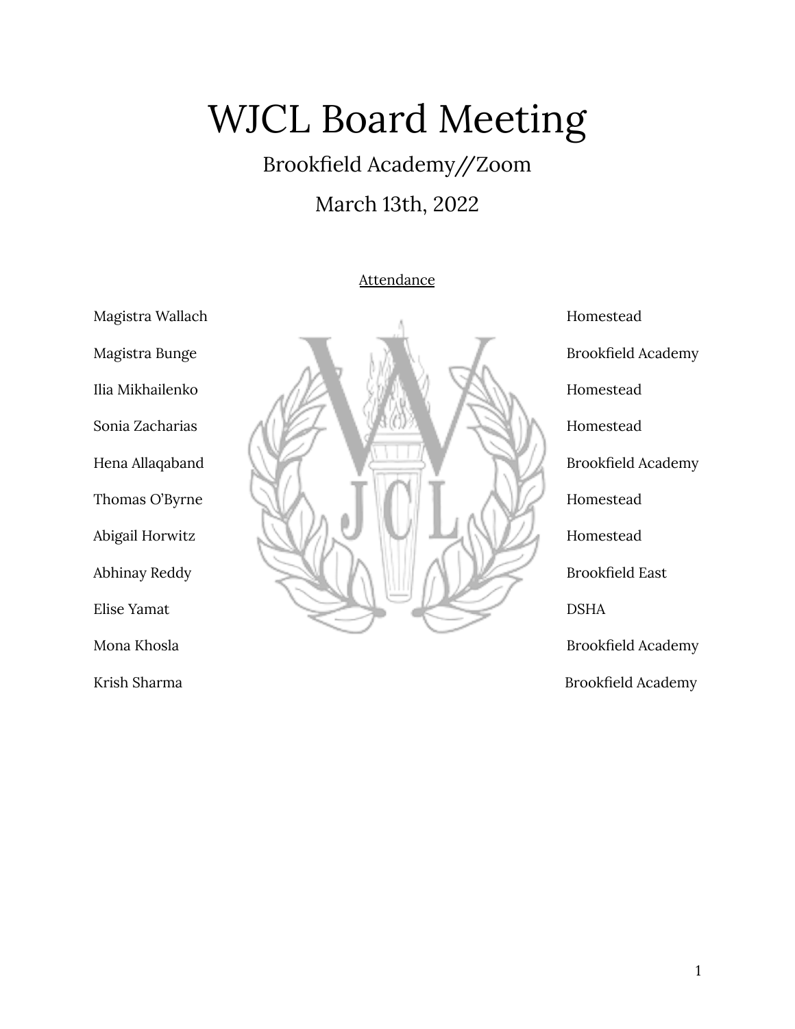# WJCL Board Meeting

## Brookfield Academy//Zoom

## March 13th, 2022

Attendance

| Name | School |
| --- | --- |
| Magistra Wallach | Homestead |
| Magistra Bunge | Brookfield Academy |
| Ilia Mikhailenko | Homestead |
| Sonia Zacharias | Homestead |
| Hena Allaqaband | Brookfield Academy |
| Thomas O'Byrne | Homestead |
| Abigail Horwitz | Homestead |
| Abhinay Reddy | Brookfield East |
| Elise Yamat | DSHA |
| Mona Khosla | Brookfield Academy |
| Krish Sharma | Brookfield Academy |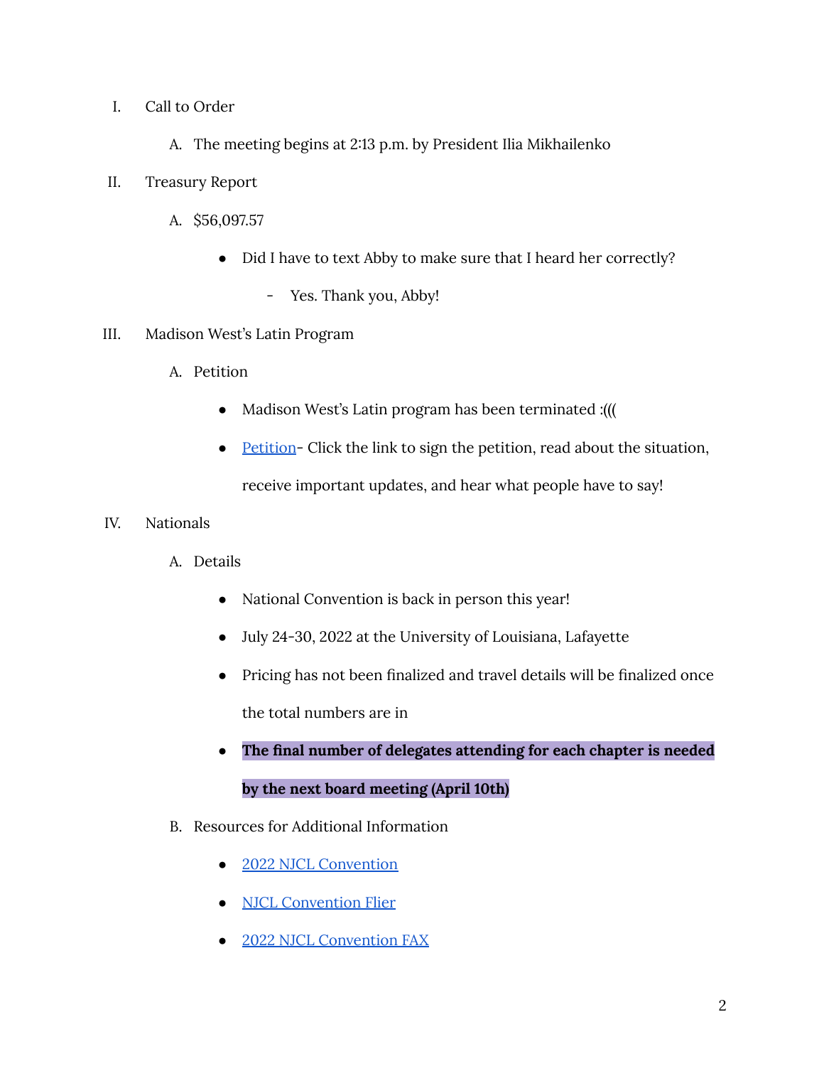I. Call to Order

   A. The meeting begins at 2:13 p.m. by President Ilia Mikhailenko

II. Treasury Report

   A. $56,097.57

      - Did I have to text Abby to make sure that I heard her correctly?
         - Yes. Thank you, Abby!

III. Madison West's Latin Program

   A. Petition

      - Madison West's Latin program has been terminated :(((
      - Petition- Click the link to sign the petition, read about the situation, receive important updates, and hear what people have to say!

IV. Nationals

   A. Details

      - National Convention is back in person this year!
      - July 24-30, 2022 at the University of Louisiana, Lafayette
      - Pricing has not been finalized and travel details will be finalized once the total numbers are in
      - **The final number of delegates attending for each chapter is needed by the next board meeting (April 10th)**

   B. Resources for Additional Information

      - 2022 NJCL Convention
      - NJCL Convention Flier
      - 2022 NJCL Convention FAX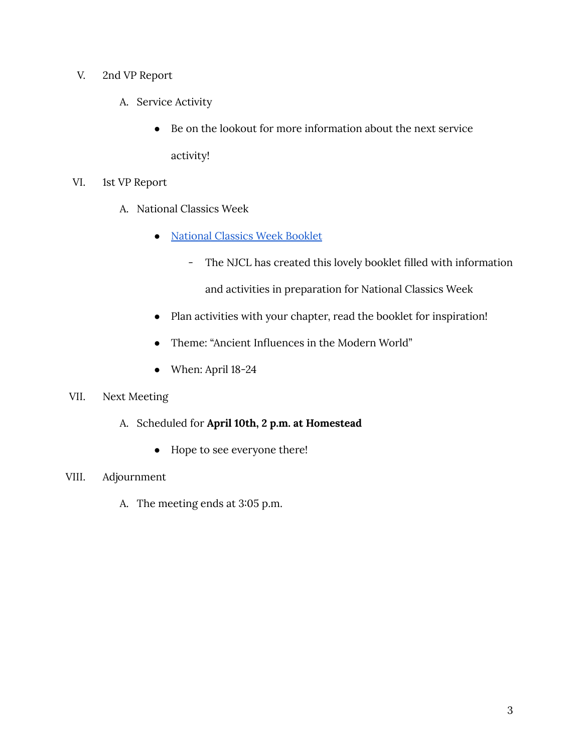V. 2nd VP Report

  A. Service Activity

  - Be on the lookout for more information about the next service activity!

VI. 1st VP Report

  A. National Classics Week

  - National Classics Week Booklet
    - The NJCL has created this lovely booklet filled with information and activities in preparation for National Classics Week
  - Plan activities with your chapter, read the booklet for inspiration!
  - Theme: “Ancient Influences in the Modern World”
  - When: April 18-24

VII. Next Meeting

  A. Scheduled for **April 10th, 2 p.m. at Homestead**

  - Hope to see everyone there!

VIII. Adjournment

  A. The meeting ends at 3:05 p.m.